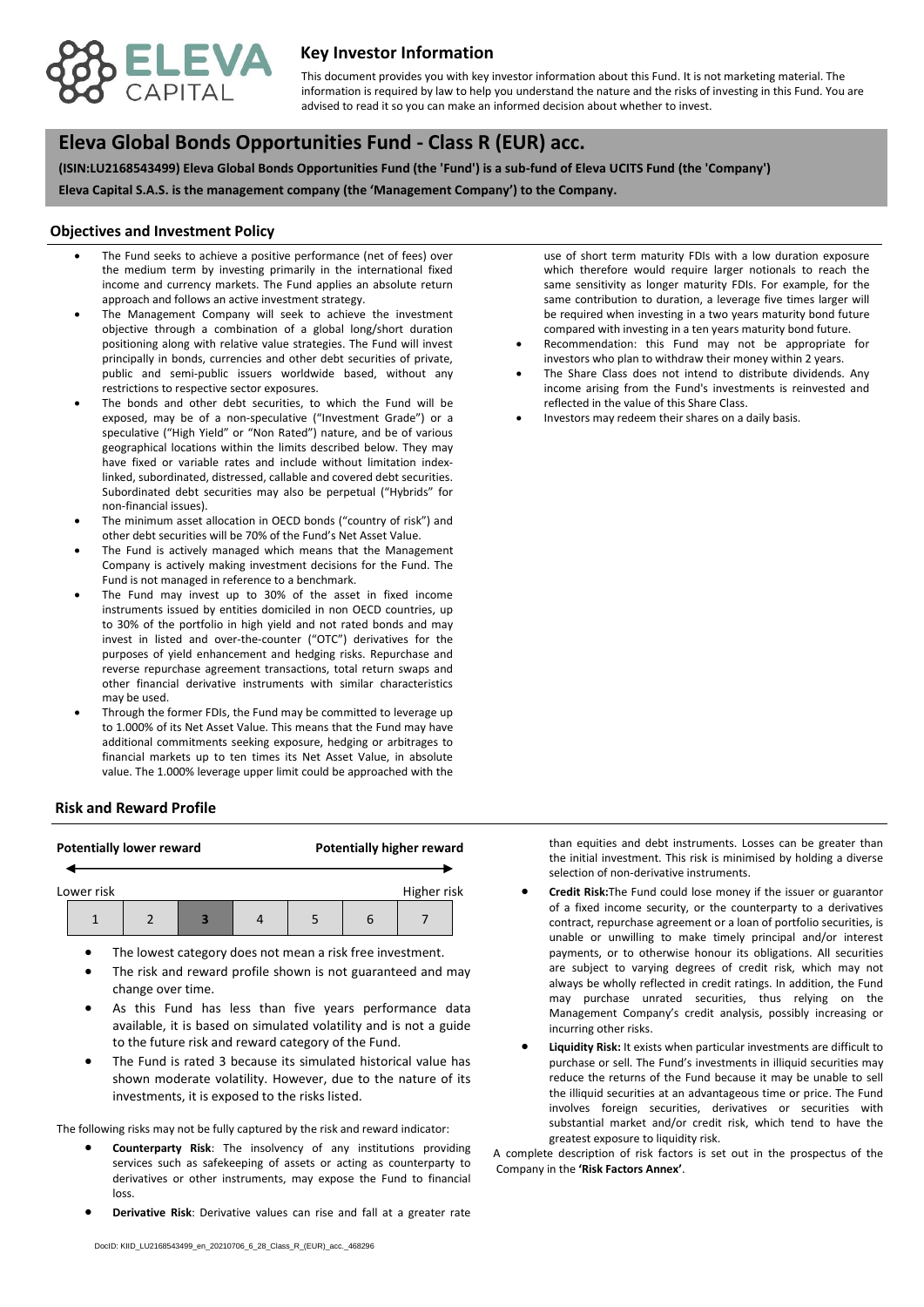# Key Investor Information

This document provides you with key investor information about this Fund. It is not marketing material. The information is required by law to help you understand the nature and the risks of investing in this Fund. You are advised to read it so you can make an informed decision about whether to invest.

## Eleva Global Bonds Opportunities Fund - Class R (EUR) acc.

**(ISIN:LU2168543499) Eleva Global Bonds Opportunities Fund (the 'Fund') is a sub-fund of Eleva UCITS Fund (the 'Company')**

**Eleva Capital S.A.S. is the management company (the 'Management Company') to the Company.**

### Objectives and Investment Policy

- The Fund seeks to achieve a positive performance (net of fees) over the medium term by investing primarily in the international fixed income and currency markets. The Fund applies an absolute return approach and follows an active investment strategy.
- The Management Company will seek to achieve the investment objective through a combination of a global long/short duration positioning along with relative value strategies. The Fund will invest principally in bonds, currencies and other debt securities of private, public and semi-public issuers worldwide based, without any restrictions to respective sector exposures.
- The bonds and other debt securities, to which the Fund will be exposed, may be of a non-speculative ("Investment Grade") or a speculative ("High Yield" or "Non Rated") nature, and be of various geographical locations within the limits described below. They may have fixed or variable rates and include without limitation index-linked, subordinated, distressed, callable and covered debt securities. Subordinated debt securities may also be perpetual ("Hybrids" for non-financial issues).
- The minimum asset allocation in OECD bonds ("country of risk") and other debt securities will be 70% of the Fund's Net Asset Value.
- The Fund is actively managed which means that the Management Company is actively making investment decisions for the Fund. The Fund is not managed in reference to a benchmark.
- The Fund may invest up to 30% of the asset in fixed income instruments issued by entities domiciled in non OECD countries, up to 30% of the portfolio in high yield and not rated bonds and may invest in listed and over-the-counter ("OTC") derivatives for the purposes of yield enhancement and hedging risks. Repurchase and reverse repurchase agreement transactions, total return swaps and other financial derivative instruments with similar characteristics may be used.
- Through the former FDIs, the Fund may be committed to leverage up to 1.000% of its Net Asset Value. This means that the Fund may have additional commitments seeking exposure, hedging or arbitrages to financial markets up to ten times its Net Asset Value, in absolute value. The 1.000% leverage upper limit could be approached with the use of short term maturity FDIs with a low duration exposure which therefore would require larger notionals to reach the same sensitivity as longer maturity FDIs. For example, for the same contribution to duration, a leverage five times larger will be required when investing in a two years maturity bond future compared with investing in a ten years maturity bond future.
- Recommendation: this Fund may not be appropriate for investors who plan to withdraw their money within 2 years.
- The Share Class does not intend to distribute dividends. Any income arising from the Fund's investments is reinvested and reflected in the value of this Share Class.
- Investors may redeem their shares on a daily basis.

### Risk and Reward Profile

**Potentially lower reward** ← → **Potentially higher reward**

Lower risk ← → Higher risk

| 1 | 2 | **3** | 4 | 5 | 6 | 7 |
|---|---|---|---|---|---|---|

- The lowest category does not mean a risk free investment.
- The risk and reward profile shown is not guaranteed and may change over time.
- As this Fund has less than five years performance data available, it is based on simulated volatility and is not a guide to the future risk and reward category of the Fund.
- The Fund is rated 3 because its simulated historical value has shown moderate volatility. However, due to the nature of its investments, it is exposed to the risks listed.

The following risks may not be fully captured by the risk and reward indicator:

- **Counterparty Risk**: The insolvency of any institutions providing services such as safekeeping of assets or acting as counterparty to derivatives or other instruments, may expose the Fund to financial loss.
- **Derivative Risk**: Derivative values can rise and fall at a greater rate than equities and debt instruments. Losses can be greater than the initial investment. This risk is minimised by holding a diverse selection of non-derivative instruments.
- **Credit Risk:**The Fund could lose money if the issuer or guarantor of a fixed income security, or the counterparty to a derivatives contract, repurchase agreement or a loan of portfolio securities, is unable or unwilling to make timely principal and/or interest payments, or to otherwise honour its obligations. All securities are subject to varying degrees of credit risk, which may not always be wholly reflected in credit ratings. In addition, the Fund may purchase unrated securities, thus relying on the Management Company's credit analysis, possibly increasing or incurring other risks.
- **Liquidity Risk:** It exists when particular investments are difficult to purchase or sell. The Fund's investments in illiquid securities may reduce the returns of the Fund because it may be unable to sell the illiquid securities at an advantageous time or price. The Fund involves foreign securities, derivatives or securities with substantial market and/or credit risk, which tend to have the greatest exposure to liquidity risk.

A complete description of risk factors is set out in the prospectus of the Company in the **'Risk Factors Annex'**.

DocID: KIID_LU2168543499_en_20210706_6_28_Class_R_(EUR)_acc._468296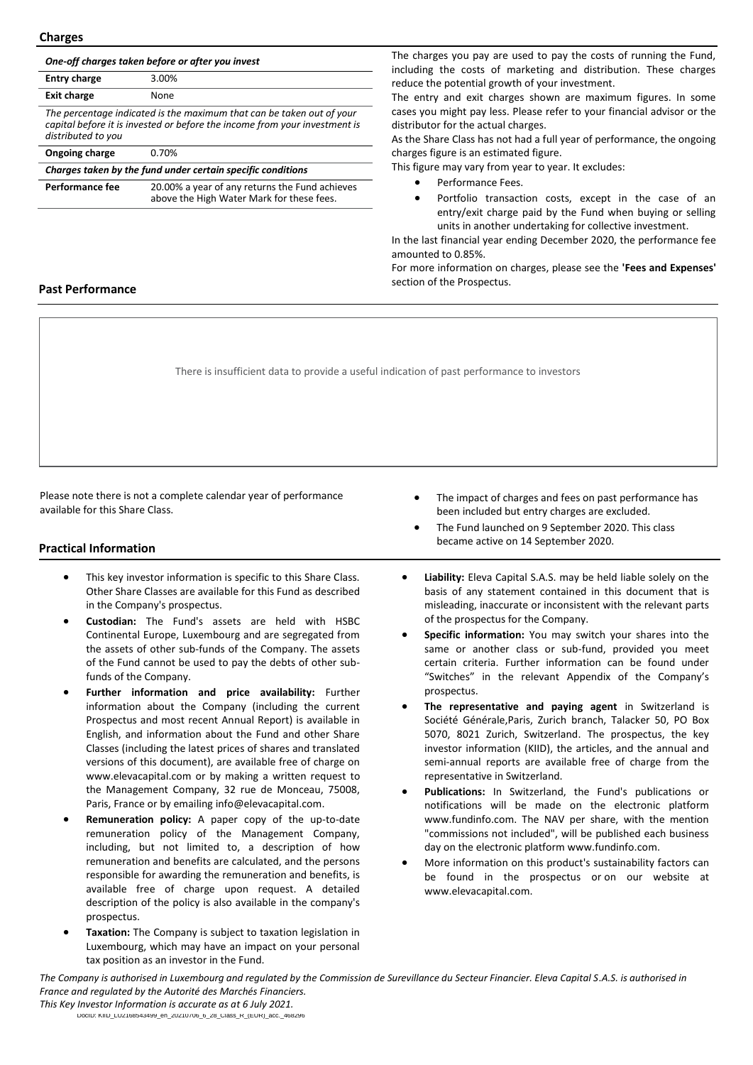## Charges

| *One-off charges taken before or after you invest* | |
|---|---|
| **Entry charge** | 3.00% |
| **Exit charge** | None |
| *The percentage indicated is the maximum that can be taken out of your capital before it is invested or before the income from your investment is distributed to you* | |
| **Ongoing charge** | 0.70% |
| *Charges taken by the fund under certain specific conditions* | |
| **Performance fee** | 20.00% a year of any returns the Fund achieves above the High Water Mark for these fees. |

The charges you pay are used to pay the costs of running the Fund, including the costs of marketing and distribution. These charges reduce the potential growth of your investment.

The entry and exit charges shown are maximum figures. In some cases you might pay less. Please refer to your financial advisor or the distributor for the actual charges.

As the Share Class has not had a full year of performance, the ongoing charges figure is an estimated figure.

This figure may vary from year to year. It excludes:

- Performance Fees.
- Portfolio transaction costs, except in the case of an entry/exit charge paid by the Fund when buying or selling units in another undertaking for collective investment.

In the last financial year ending December 2020, the performance fee amounted to 0.85%.

For more information on charges, please see the **'Fees and Expenses'** section of the Prospectus.

## Past Performance

There is insufficient data to provide a useful indication of past performance to investors

Please note there is not a complete calendar year of performance available for this Share Class.

- The impact of charges and fees on past performance has been included but entry charges are excluded.
- The Fund launched on 9 September 2020. This class became active on 14 September 2020.

## Practical Information

- This key investor information is specific to this Share Class. Other Share Classes are available for this Fund as described in the Company's prospectus.
- **Custodian:** The Fund's assets are held with HSBC Continental Europe, Luxembourg and are segregated from the assets of other sub-funds of the Company. The assets of the Fund cannot be used to pay the debts of other sub-funds of the Company.
- **Further information and price availability:** Further information about the Company (including the current Prospectus and most recent Annual Report) is available in English, and information about the Fund and other Share Classes (including the latest prices of shares and translated versions of this document), are available free of charge on www.elevacapital.com or by making a written request to the Management Company, 32 rue de Monceau, 75008, Paris, France or by emailing info@elevacapital.com.
- **Remuneration policy:** A paper copy of the up-to-date remuneration policy of the Management Company, including, but not limited to, a description of how remuneration and benefits are calculated, and the persons responsible for awarding the remuneration and benefits, is available free of charge upon request. A detailed description of the policy is also available in the company's prospectus.
- **Taxation:** The Company is subject to taxation legislation in Luxembourg, which may have an impact on your personal tax position as an investor in the Fund.
- **Liability:** Eleva Capital S.A.S. may be held liable solely on the basis of any statement contained in this document that is misleading, inaccurate or inconsistent with the relevant parts of the prospectus for the Company.
- **Specific information:** You may switch your shares into the same or another class or sub-fund, provided you meet certain criteria. Further information can be found under "Switches" in the relevant Appendix of the Company's prospectus.
- **The representative and paying agent** in Switzerland is Société Générale,Paris, Zurich branch, Talacker 50, PO Box 5070, 8021 Zurich, Switzerland. The prospectus, the key investor information (KIID), the articles, and the annual and semi-annual reports are available free of charge from the representative in Switzerland.
- **Publications:** In Switzerland, the Fund's publications or notifications will be made on the electronic platform www.fundinfo.com. The NAV per share, with the mention "commissions not included", will be published each business day on the electronic platform www.fundinfo.com.
- More information on this product's sustainability factors can be found in the prospectus or on our website at www.elevacapital.com.

*The Company is authorised in Luxembourg and regulated by the Commission de Surevillance du Secteur Financier. Eleva Capital S.A.S. is authorised in France and regulated by the Autorité des Marchés Financiers.*

*This Key Investor Information is accurate as at 6 July 2021.*

DocID: KIID_LU2168543499_en_20210706_6_28_Class_R_(EUR)_acc._468296